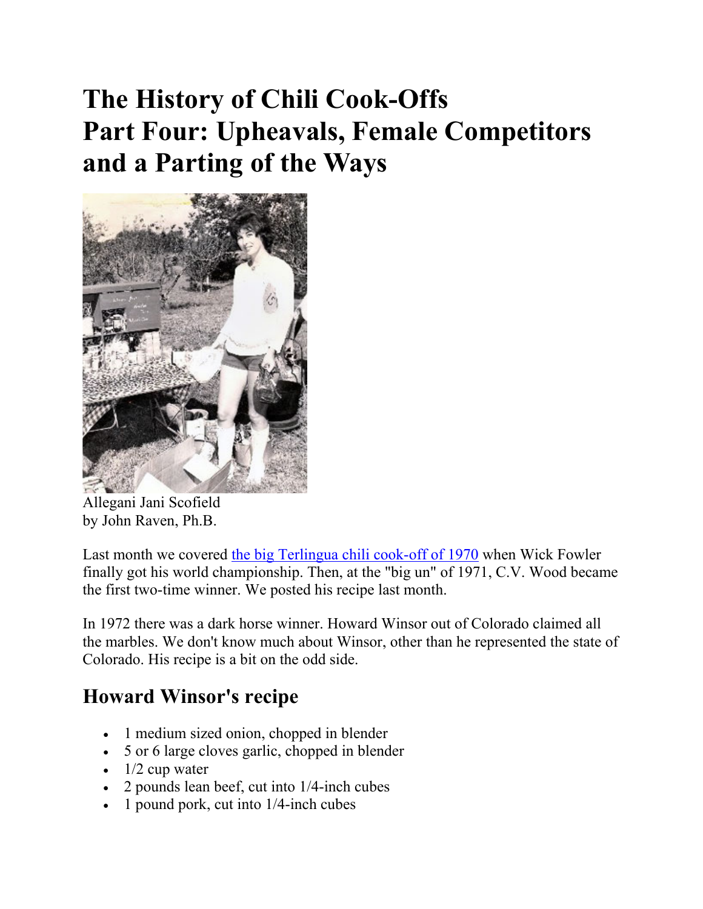# The History of Chili Cook-Offs
# Part Four: Upheavals, Female Competitors and a Parting of the Ways

Allegani Jani Scofield

by John Raven, Ph.B.

Last month we covered the big Terlingua chili cook-off of 1970 when Wick Fowler finally got his world championship. Then, at the "big un" of 1971, C.V. Wood became the first two-time winner. We posted his recipe last month.

In 1972 there was a dark horse winner. Howard Winsor out of Colorado claimed all the marbles. We don't know much about Winsor, other than he represented the state of Colorado. His recipe is a bit on the odd side.

## Howard Winsor's recipe

- 1 medium sized onion, chopped in blender
- 5 or 6 large cloves garlic, chopped in blender
- 1/2 cup water
- 2 pounds lean beef, cut into 1/4-inch cubes
- 1 pound pork, cut into 1/4-inch cubes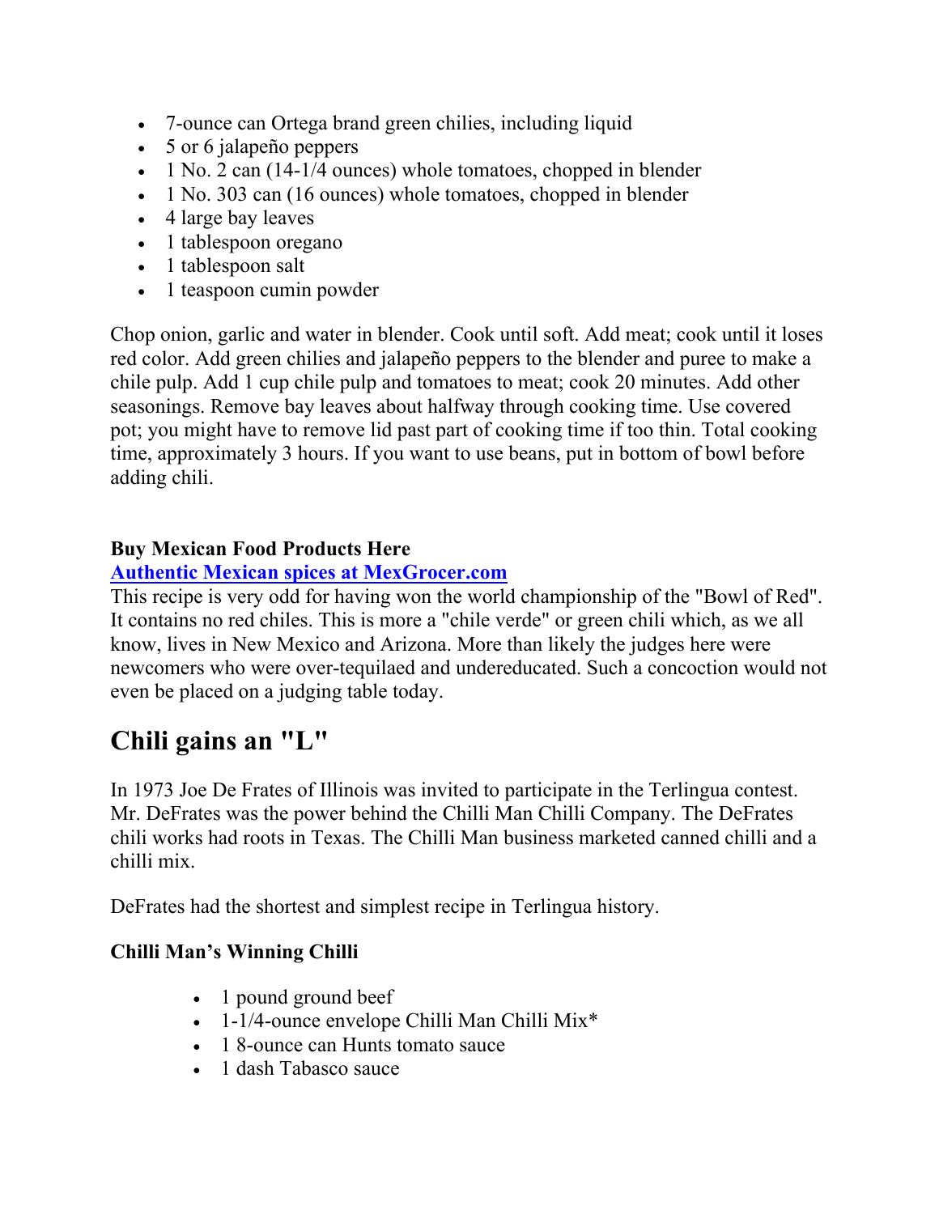- 7-ounce can Ortega brand green chilies, including liquid
- 5 or 6 jalapeño peppers
- 1 No. 2 can (14-1/4 ounces) whole tomatoes, chopped in blender
- 1 No. 303 can (16 ounces) whole tomatoes, chopped in blender
- 4 large bay leaves
- 1 tablespoon oregano
- 1 tablespoon salt
- 1 teaspoon cumin powder

Chop onion, garlic and water in blender. Cook until soft. Add meat; cook until it loses red color. Add green chilies and jalapeño peppers to the blender and puree to make a chile pulp. Add 1 cup chile pulp and tomatoes to meat; cook 20 minutes. Add other seasonings. Remove bay leaves about halfway through cooking time. Use covered pot; you might have to remove lid past part of cooking time if too thin. Total cooking time, approximately 3 hours. If you want to use beans, put in bottom of bowl before adding chili.

**Buy Mexican Food Products Here**
**Authentic Mexican spices at MexGrocer.com**
This recipe is very odd for having won the world championship of the "Bowl of Red". It contains no red chiles. This is more a "chile verde" or green chili which, as we all know, lives in New Mexico and Arizona. More than likely the judges here were newcomers who were over-tequilaed and undereducated. Such a concoction would not even be placed on a judging table today.

## Chili gains an "L"

In 1973 Joe De Frates of Illinois was invited to participate in the Terlingua contest. Mr. DeFrates was the power behind the Chilli Man Chilli Company. The DeFrates chili works had roots in Texas. The Chilli Man business marketed canned chilli and a chilli mix.

DeFrates had the shortest and simplest recipe in Terlingua history.

**Chilli Man's Winning Chilli**

- 1 pound ground beef
- 1-1/4-ounce envelope Chilli Man Chilli Mix*
- 1 8-ounce can Hunts tomato sauce
- 1 dash Tabasco sauce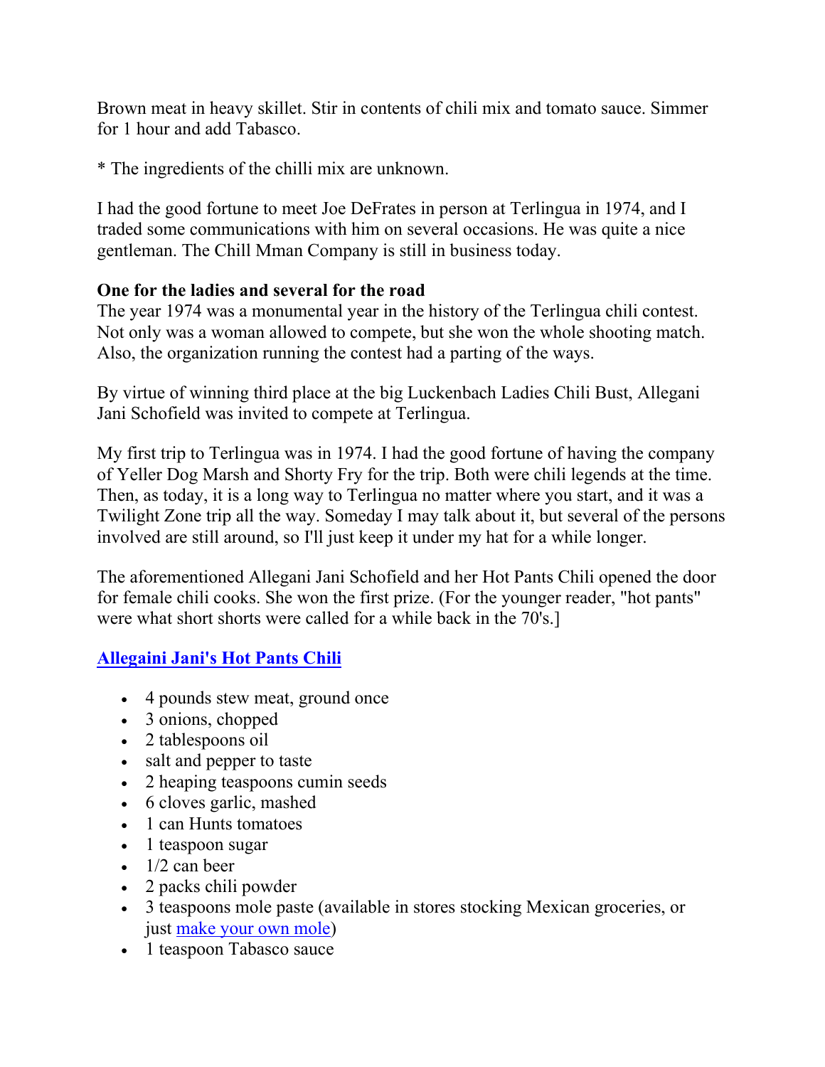Brown meat in heavy skillet. Stir in contents of chili mix and tomato sauce. Simmer for 1 hour and add Tabasco.

* The ingredients of the chilli mix are unknown.

I had the good fortune to meet Joe DeFrates in person at Terlingua in 1974, and I traded some communications with him on several occasions. He was quite a nice gentleman. The Chill Mman Company is still in business today.

**One for the ladies and several for the road**

The year 1974 was a monumental year in the history of the Terlingua chili contest. Not only was a woman allowed to compete, but she won the whole shooting match. Also, the organization running the contest had a parting of the ways.

By virtue of winning third place at the big Luckenbach Ladies Chili Bust, Allegani Jani Schofield was invited to compete at Terlingua.

My first trip to Terlingua was in 1974. I had the good fortune of having the company of Yeller Dog Marsh and Shorty Fry for the trip. Both were chili legends at the time. Then, as today, it is a long way to Terlingua no matter where you start, and it was a Twilight Zone trip all the way. Someday I may talk about it, but several of the persons involved are still around, so I'll just keep it under my hat for a while longer.

The aforementioned Allegani Jani Schofield and her Hot Pants Chili opened the door for female chili cooks. She won the first prize. (For the younger reader, "hot pants" were what short shorts were called for a while back in the 70's.]

**Allegaini Jani's Hot Pants Chili**

- 4 pounds stew meat, ground once
- 3 onions, chopped
- 2 tablespoons oil
- salt and pepper to taste
- 2 heaping teaspoons cumin seeds
- 6 cloves garlic, mashed
- 1 can Hunts tomatoes
- 1 teaspoon sugar
- 1/2 can beer
- 2 packs chili powder
- 3 teaspoons mole paste (available in stores stocking Mexican groceries, or just make your own mole)
- 1 teaspoon Tabasco sauce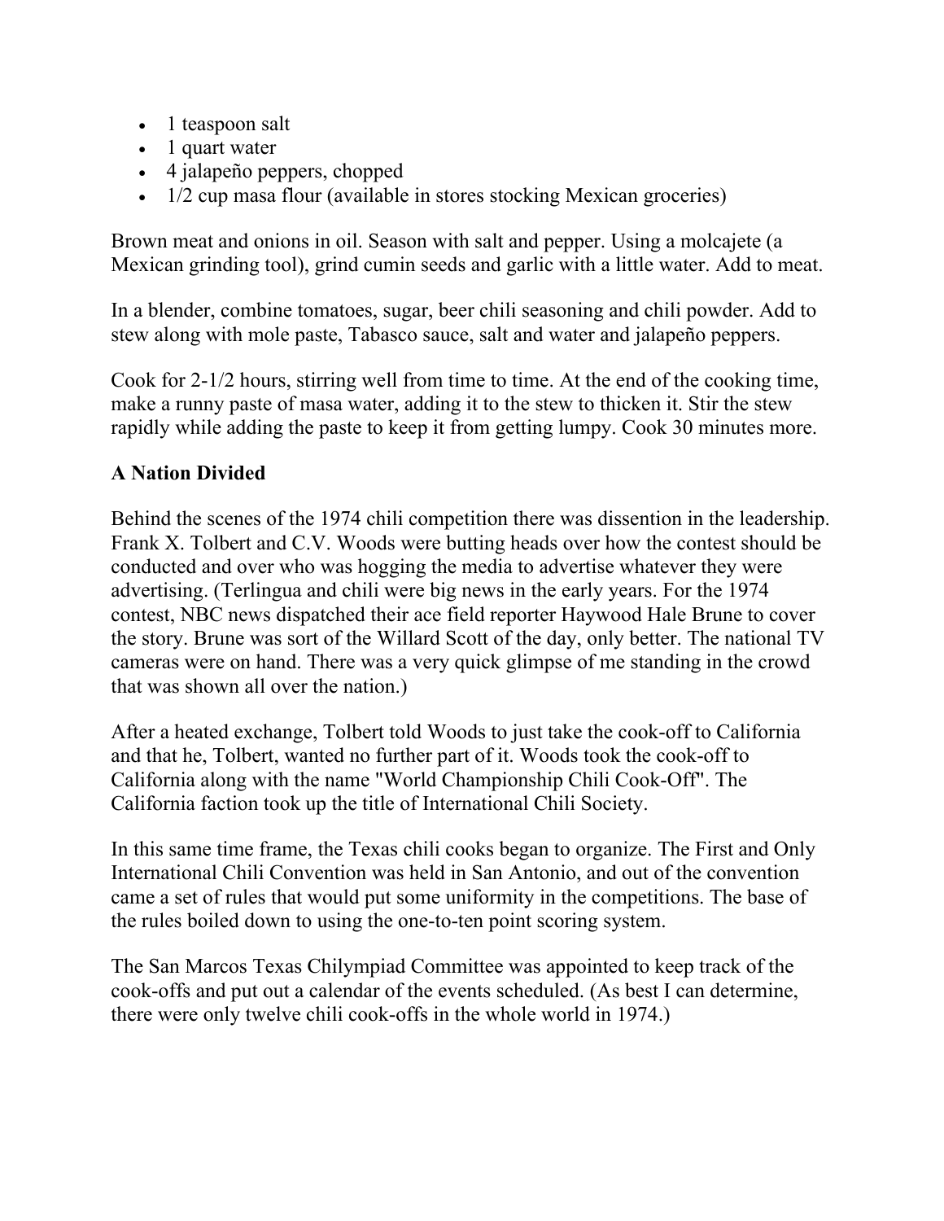- 1 teaspoon salt
- 1 quart water
- 4 jalapeño peppers, chopped
- 1/2 cup masa flour (available in stores stocking Mexican groceries)

Brown meat and onions in oil. Season with salt and pepper. Using a molcajete (a Mexican grinding tool), grind cumin seeds and garlic with a little water. Add to meat.

In a blender, combine tomatoes, sugar, beer chili seasoning and chili powder. Add to stew along with mole paste, Tabasco sauce, salt and water and jalapeño peppers.

Cook for 2-1/2 hours, stirring well from time to time. At the end of the cooking time, make a runny paste of masa water, adding it to the stew to thicken it. Stir the stew rapidly while adding the paste to keep it from getting lumpy. Cook 30 minutes more.

**A Nation Divided**

Behind the scenes of the 1974 chili competition there was dissention in the leadership. Frank X. Tolbert and C.V. Woods were butting heads over how the contest should be conducted and over who was hogging the media to advertise whatever they were advertising. (Terlingua and chili were big news in the early years. For the 1974 contest, NBC news dispatched their ace field reporter Haywood Hale Brune to cover the story. Brune was sort of the Willard Scott of the day, only better. The national TV cameras were on hand. There was a very quick glimpse of me standing in the crowd that was shown all over the nation.)

After a heated exchange, Tolbert told Woods to just take the cook-off to California and that he, Tolbert, wanted no further part of it. Woods took the cook-off to California along with the name "World Championship Chili Cook-Off". The California faction took up the title of International Chili Society.

In this same time frame, the Texas chili cooks began to organize. The First and Only International Chili Convention was held in San Antonio, and out of the convention came a set of rules that would put some uniformity in the competitions. The base of the rules boiled down to using the one-to-ten point scoring system.

The San Marcos Texas Chilympiad Committee was appointed to keep track of the cook-offs and put out a calendar of the events scheduled. (As best I can determine, there were only twelve chili cook-offs in the whole world in 1974.)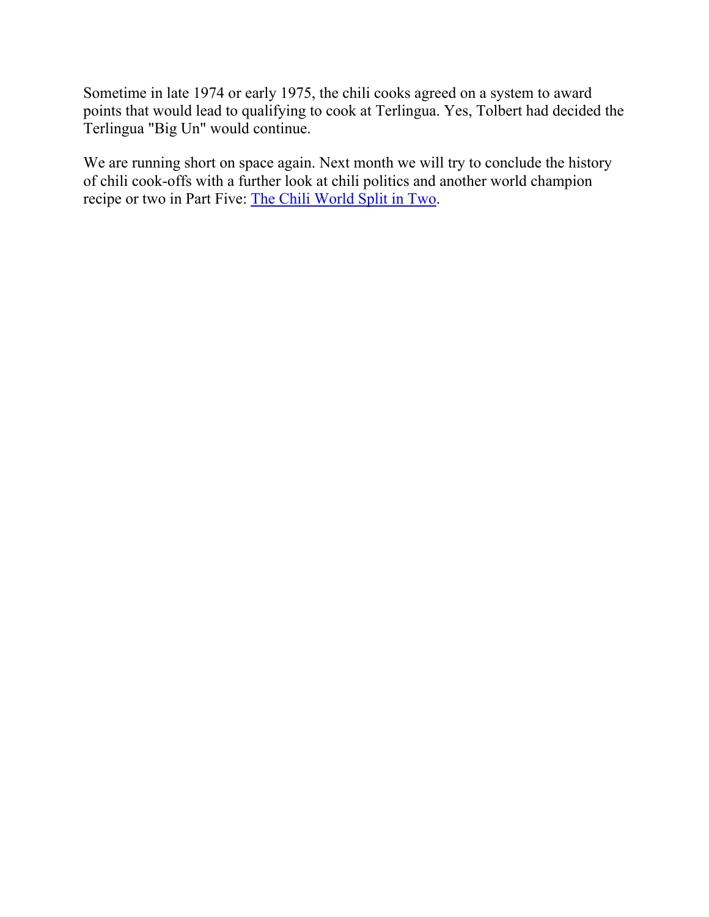Sometime in late 1974 or early 1975, the chili cooks agreed on a system to award points that would lead to qualifying to cook at Terlingua. Yes, Tolbert had decided the Terlingua "Big Un" would continue.

We are running short on space again. Next month we will try to conclude the history of chili cook-offs with a further look at chili politics and another world champion recipe or two in Part Five: The Chili World Split in Two.